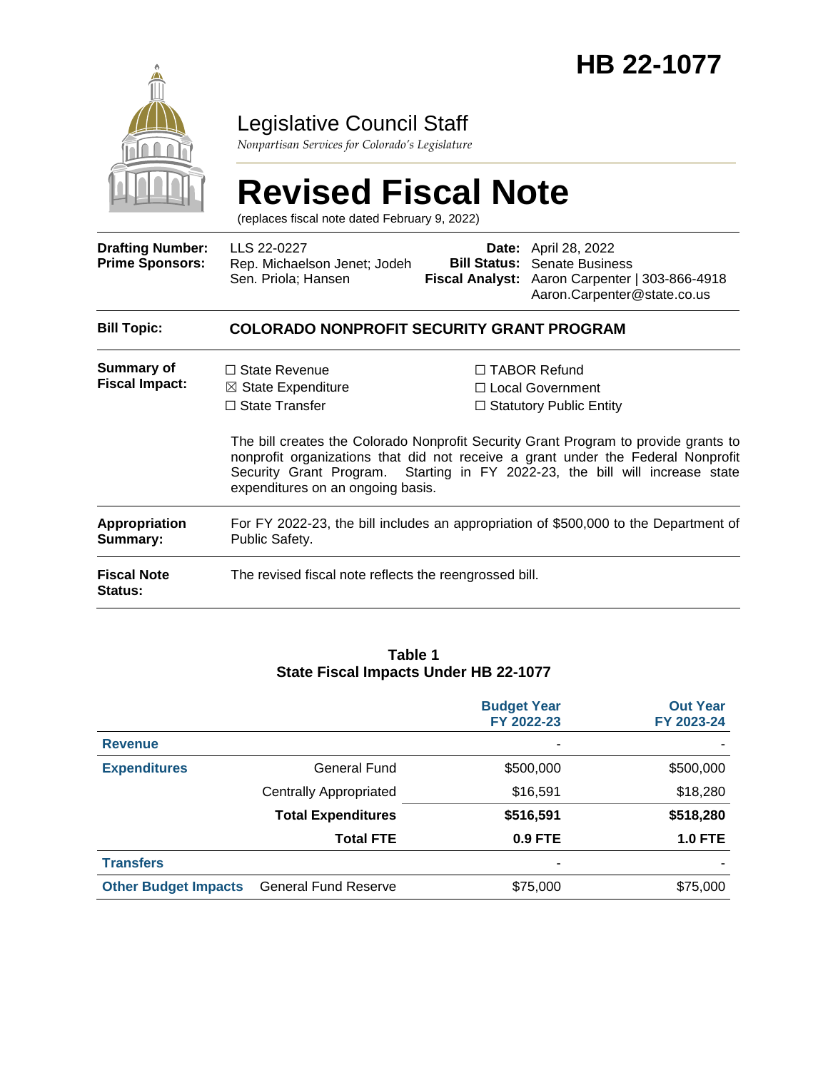# HB 22-1077

## Legislative Council Staff

*Nonpartisan Services for Colorado's Legislature*

# Revised Fiscal Note

(replaces fiscal note dated February 9, 2022)

| | | | |
|---|---|---|---|
| **Drafting Number:** | LLS 22-0227 | **Date:** | April 28, 2022 |
| **Prime Sponsors:** | Rep. Michaelson Jenet; Jodeh<br>Sen. Priola; Hansen | **Bill Status:** | Senate Business |
| | | **Fiscal Analyst:** | Aaron Carpenter \| 303-866-4918<br>Aaron.Carpenter@state.co.us |

**Bill Topic:** **COLORADO NONPROFIT SECURITY GRANT PROGRAM**

**Summary of Fiscal Impact:**

☐ State Revenue
☒ State Expenditure
☐ State Transfer
☐ TABOR Refund
☐ Local Government
☐ Statutory Public Entity

The bill creates the Colorado Nonprofit Security Grant Program to provide grants to nonprofit organizations that did not receive a grant under the Federal Nonprofit Security Grant Program. Starting in FY 2022-23, the bill will increase state expenditures on an ongoing basis.

**Appropriation Summary:** For FY 2022-23, the bill includes an appropriation of $500,000 to the Department of Public Safety.

**Fiscal Note Status:** The revised fiscal note reflects the reengrossed bill.

**Table 1**
**State Fiscal Impacts Under HB 22-1077**

| | | Budget Year FY 2022-23 | Out Year FY 2023-24 |
|---|---|---|---|
| **Revenue** | | - | - |
| **Expenditures** | General Fund | $500,000 | $500,000 |
| | Centrally Appropriated | $16,591 | $18,280 |
| | **Total Expenditures** | **$516,591** | **$518,280** |
| | **Total FTE** | **0.9 FTE** | **1.0 FTE** |
| **Transfers** | | - | - |
| **Other Budget Impacts** | General Fund Reserve | $75,000 | $75,000 |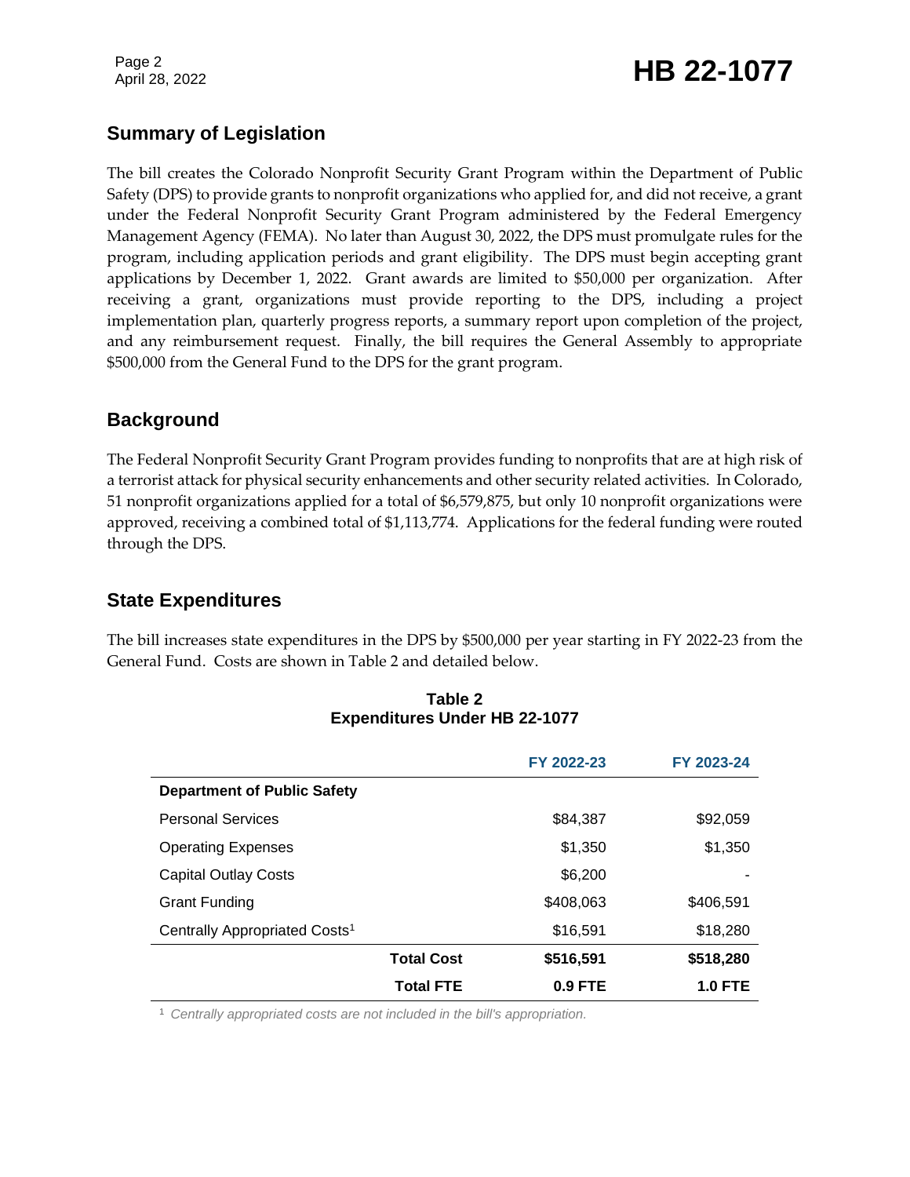## Summary of Legislation

The bill creates the Colorado Nonprofit Security Grant Program within the Department of Public Safety (DPS) to provide grants to nonprofit organizations who applied for, and did not receive, a grant under the Federal Nonprofit Security Grant Program administered by the Federal Emergency Management Agency (FEMA). No later than August 30, 2022, the DPS must promulgate rules for the program, including application periods and grant eligibility. The DPS must begin accepting grant applications by December 1, 2022. Grant awards are limited to $50,000 per organization. After receiving a grant, organizations must provide reporting to the DPS, including a project implementation plan, quarterly progress reports, a summary report upon completion of the project, and any reimbursement request. Finally, the bill requires the General Assembly to appropriate $500,000 from the General Fund to the DPS for the grant program.

## Background

The Federal Nonprofit Security Grant Program provides funding to nonprofits that are at high risk of a terrorist attack for physical security enhancements and other security related activities. In Colorado, 51 nonprofit organizations applied for a total of $6,579,875, but only 10 nonprofit organizations were approved, receiving a combined total of $1,113,774. Applications for the federal funding were routed through the DPS.

## State Expenditures

The bill increases state expenditures in the DPS by $500,000 per year starting in FY 2022-23 from the General Fund. Costs are shown in Table 2 and detailed below.

**Table 2**
**Expenditures Under HB 22-1077**

| | FY 2022-23 | FY 2023-24 |
|---|---|---|
| **Department of Public Safety** | | |
| Personal Services | $84,387 | $92,059 |
| Operating Expenses | $1,350 | $1,350 |
| Capital Outlay Costs | $6,200 | - |
| Grant Funding | $408,063 | $406,591 |
| Centrally Appropriated Costs[1] | $16,591 | $18,280 |
| **Total Cost** | **$516,591** | **$518,280** |
| **Total FTE** | **0.9 FTE** | **1.0 FTE** |

[1] *Centrally appropriated costs are not included in the bill's appropriation.*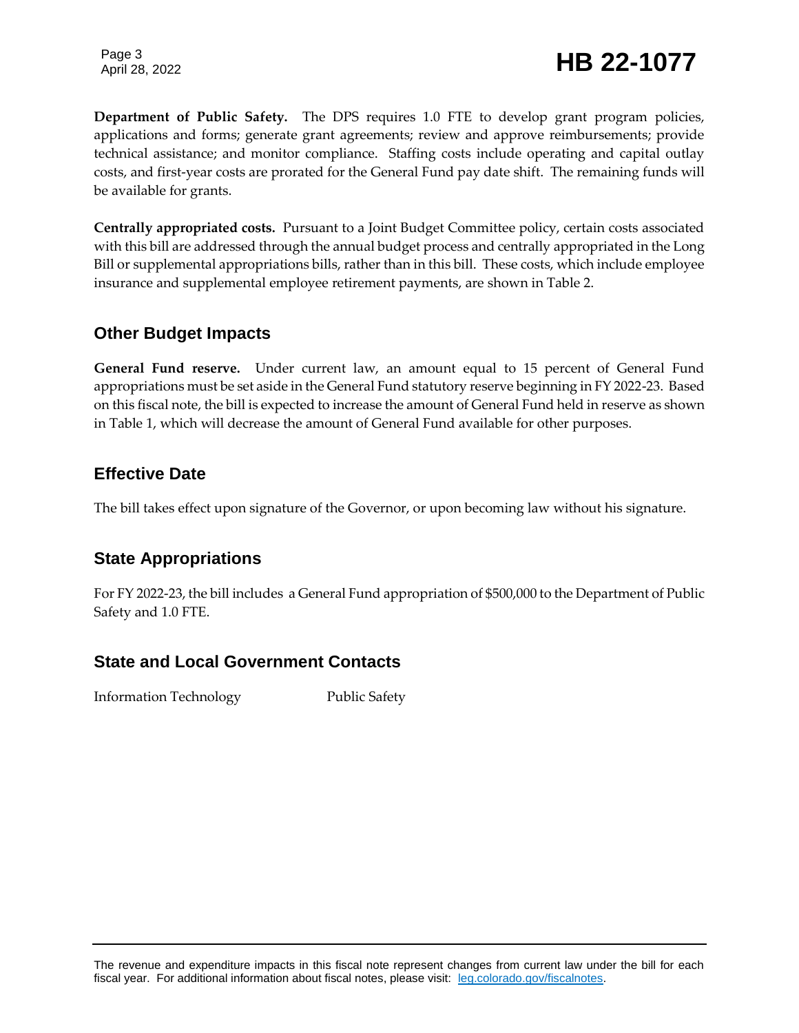**Department of Public Safety.** The DPS requires 1.0 FTE to develop grant program policies, applications and forms; generate grant agreements; review and approve reimbursements; provide technical assistance; and monitor compliance. Staffing costs include operating and capital outlay costs, and first-year costs are prorated for the General Fund pay date shift. The remaining funds will be available for grants.

**Centrally appropriated costs.** Pursuant to a Joint Budget Committee policy, certain costs associated with this bill are addressed through the annual budget process and centrally appropriated in the Long Bill or supplemental appropriations bills, rather than in this bill. These costs, which include employee insurance and supplemental employee retirement payments, are shown in Table 2.

## Other Budget Impacts

**General Fund reserve.** Under current law, an amount equal to 15 percent of General Fund appropriations must be set aside in the General Fund statutory reserve beginning in FY 2022-23. Based on this fiscal note, the bill is expected to increase the amount of General Fund held in reserve as shown in Table 1, which will decrease the amount of General Fund available for other purposes.

## Effective Date

The bill takes effect upon signature of the Governor, or upon becoming law without his signature.

## State Appropriations

For FY 2022-23, the bill includes a General Fund appropriation of $500,000 to the Department of Public Safety and 1.0 FTE.

## State and Local Government Contacts

Information Technology    Public Safety

The revenue and expenditure impacts in this fiscal note represent changes from current law under the bill for each fiscal year. For additional information about fiscal notes, please visit: [leg.colorado.gov/fiscalnotes](leg.colorado.gov/fiscalnotes).